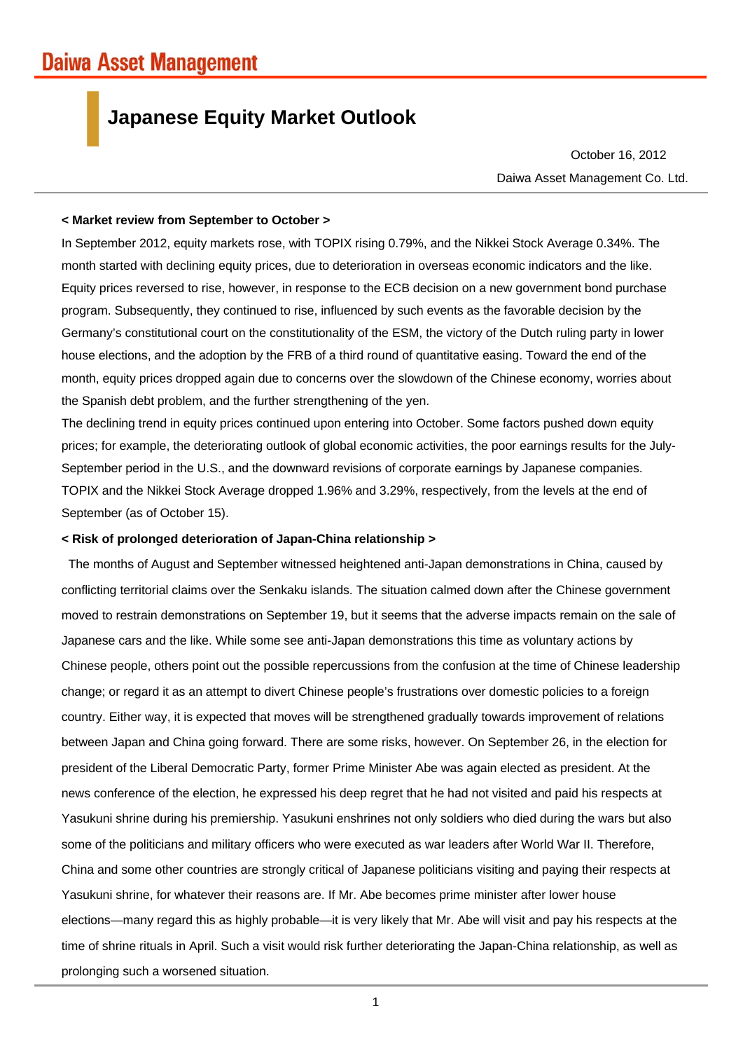Daiwa Asset Management

# Japanese Equity Market Outlook

October 16, 2012

Daiwa Asset Management Co. Ltd.

**< Market review from September to October >**

In September 2012, equity markets rose, with TOPIX rising 0.79%, and the Nikkei Stock Average 0.34%. The month started with declining equity prices, due to deterioration in overseas economic indicators and the like. Equity prices reversed to rise, however, in response to the ECB decision on a new government bond purchase program. Subsequently, they continued to rise, influenced by such events as the favorable decision by the Germany's constitutional court on the constitutionality of the ESM, the victory of the Dutch ruling party in lower house elections, and the adoption by the FRB of a third round of quantitative easing. Toward the end of the month, equity prices dropped again due to concerns over the slowdown of the Chinese economy, worries about the Spanish debt problem, and the further strengthening of the yen.

The declining trend in equity prices continued upon entering into October. Some factors pushed down equity prices; for example, the deteriorating outlook of global economic activities, the poor earnings results for the July-September period in the U.S., and the downward revisions of corporate earnings by Japanese companies. TOPIX and the Nikkei Stock Average dropped 1.96% and 3.29%, respectively, from the levels at the end of September (as of October 15).

**< Risk of prolonged deterioration of Japan-China relationship >**

The months of August and September witnessed heightened anti-Japan demonstrations in China, caused by conflicting territorial claims over the Senkaku islands. The situation calmed down after the Chinese government moved to restrain demonstrations on September 19, but it seems that the adverse impacts remain on the sale of Japanese cars and the like. While some see anti-Japan demonstrations this time as voluntary actions by Chinese people, others point out the possible repercussions from the confusion at the time of Chinese leadership change; or regard it as an attempt to divert Chinese people's frustrations over domestic policies to a foreign country. Either way, it is expected that moves will be strengthened gradually towards improvement of relations between Japan and China going forward. There are some risks, however. On September 26, in the election for president of the Liberal Democratic Party, former Prime Minister Abe was again elected as president. At the news conference of the election, he expressed his deep regret that he had not visited and paid his respects at Yasukuni shrine during his premiership. Yasukuni enshrines not only soldiers who died during the wars but also some of the politicians and military officers who were executed as war leaders after World War II. Therefore, China and some other countries are strongly critical of Japanese politicians visiting and paying their respects at Yasukuni shrine, for whatever their reasons are. If Mr. Abe becomes prime minister after lower house elections—many regard this as highly probable—it is very likely that Mr. Abe will visit and pay his respects at the time of shrine rituals in April. Such a visit would risk further deteriorating the Japan-China relationship, as well as prolonging such a worsened situation.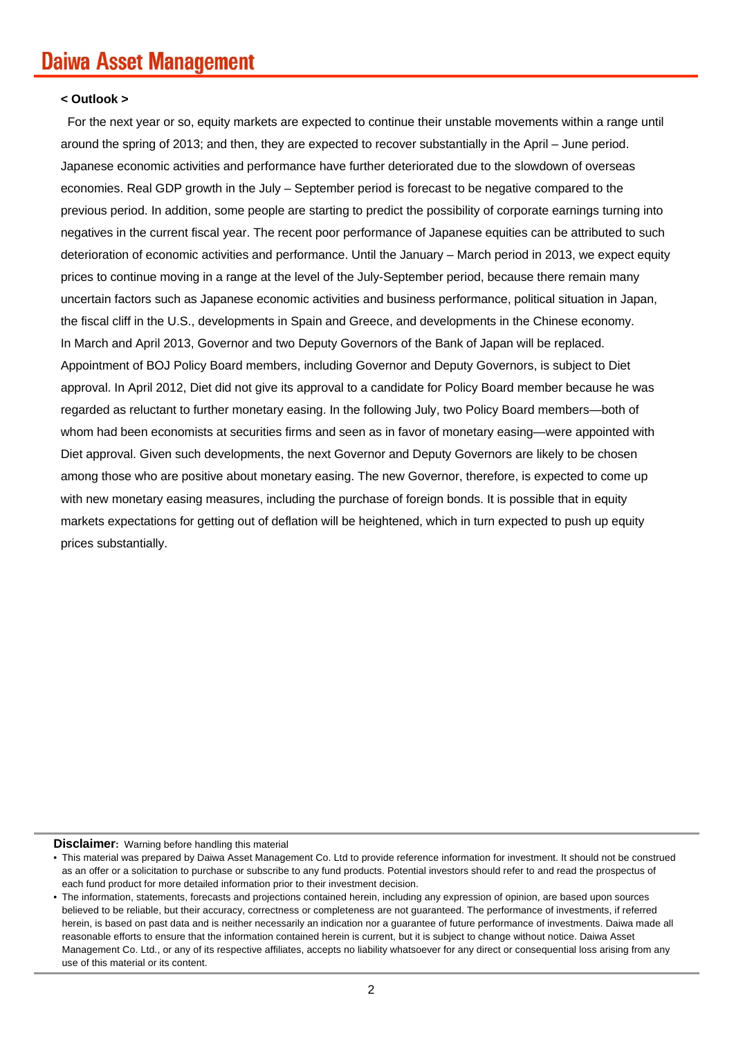**< Outlook >**

For the next year or so, equity markets are expected to continue their unstable movements within a range until around the spring of 2013; and then, they are expected to recover substantially in the April – June period. Japanese economic activities and performance have further deteriorated due to the slowdown of overseas economies. Real GDP growth in the July – September period is forecast to be negative compared to the previous period. In addition, some people are starting to predict the possibility of corporate earnings turning into negatives in the current fiscal year. The recent poor performance of Japanese equities can be attributed to such deterioration of economic activities and performance. Until the January – March period in 2013, we expect equity prices to continue moving in a range at the level of the July-September period, because there remain many uncertain factors such as Japanese economic activities and business performance, political situation in Japan, the fiscal cliff in the U.S., developments in Spain and Greece, and developments in the Chinese economy.
In March and April 2013, Governor and two Deputy Governors of the Bank of Japan will be replaced. Appointment of BOJ Policy Board members, including Governor and Deputy Governors, is subject to Diet approval. In April 2012, Diet did not give its approval to a candidate for Policy Board member because he was regarded as reluctant to further monetary easing. In the following July, two Policy Board members—both of whom had been economists at securities firms and seen as in favor of monetary easing—were appointed with Diet approval. Given such developments, the next Governor and Deputy Governors are likely to be chosen among those who are positive about monetary easing. The new Governor, therefore, is expected to come up with new monetary easing measures, including the purchase of foreign bonds. It is possible that in equity markets expectations for getting out of deflation will be heightened, which in turn expected to push up equity prices substantially.

**Disclaimer:** Warning before handling this material

- This material was prepared by Daiwa Asset Management Co. Ltd to provide reference information for investment. It should not be construed as an offer or a solicitation to purchase or subscribe to any fund products. Potential investors should refer to and read the prospectus of each fund product for more detailed information prior to their investment decision.
- The information, statements, forecasts and projections contained herein, including any expression of opinion, are based upon sources believed to be reliable, but their accuracy, correctness or completeness are not guaranteed. The performance of investments, if referred herein, is based on past data and is neither necessarily an indication nor a guarantee of future performance of investments. Daiwa made all reasonable efforts to ensure that the information contained herein is current, but it is subject to change without notice. Daiwa Asset Management Co. Ltd., or any of its respective affiliates, accepts no liability whatsoever for any direct or consequential loss arising from any use of this material or its content.